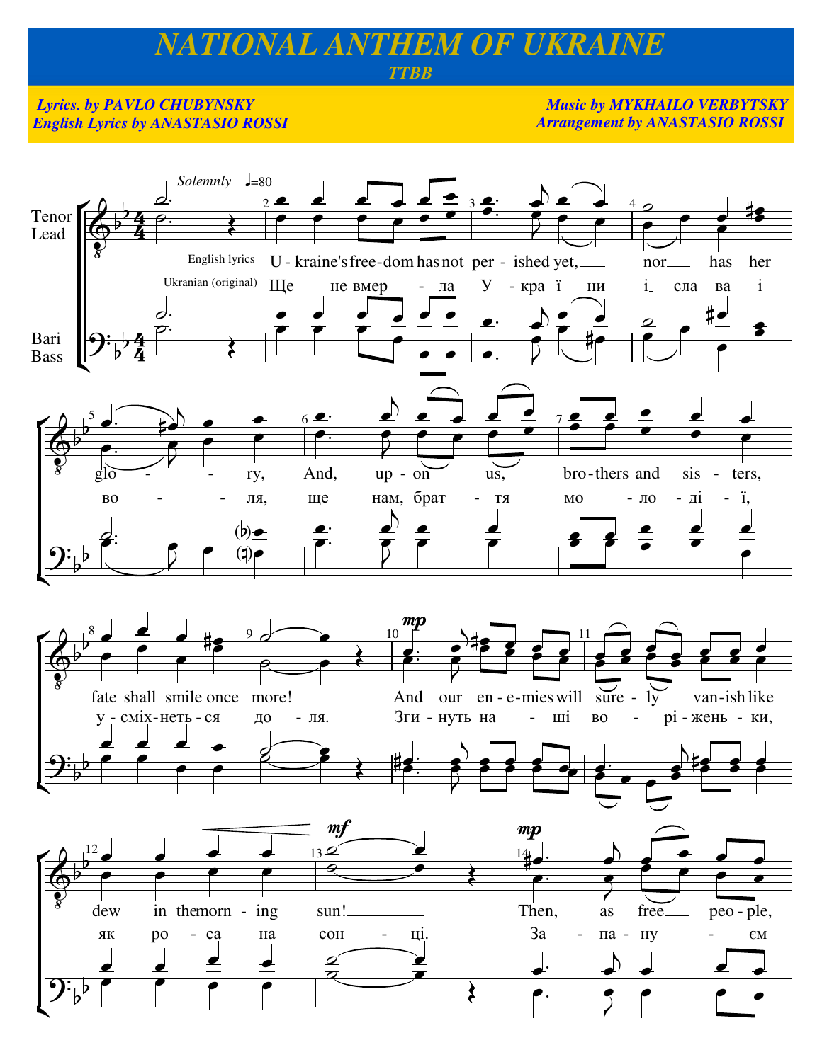# NATIONAL ANTHEM OF UKRAINE

*TTBB*

**Lyrics. by PAVLO CHUBYNSKY**
**English Lyrics by ANASTASIO ROSSI**

**Music by MYKHAILO VERBYTSKY**
**Arrangement by ANASTASIO ROSSI**

*Solemnly* ♩=80

Tenor Lead

Bari Bass

English lyrics: U - kraine's free-dom has not per - ished yet, nor has her glo - ry, And, up - on us, bro-thers and sis - ters, fate shall smile once more! And our en - e-mies will sure - ly vanish like dew in the morn - ing sun! Then, as free peo - ple,

Ukranian (original): Ще не вмер - ла У - кра ї ни і сла ва і во - ля, ще нам, брат - тя мо - ло - ді - ї, у - сміх-неть - ся до - ля. Зги - нуть на - ші во - рі - жень - ки, як ро - са на сон - ці. За - па - ну - єм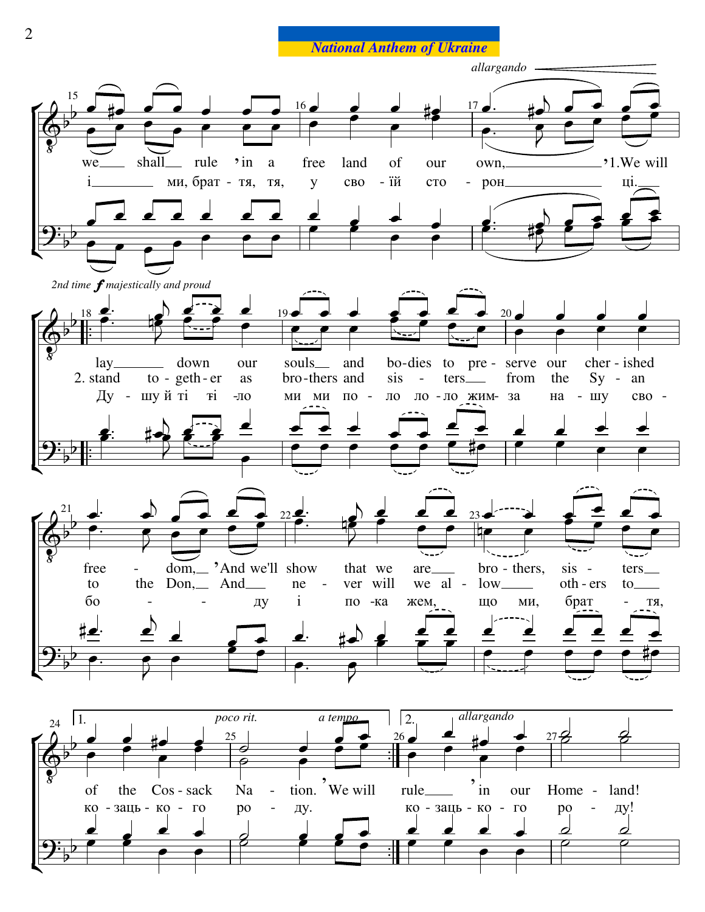## National Anthem of Ukraine

*allargando*

we shall rule 'in a free land of our own, '1.We will

і ми, брат - тя, тя, у сво - їй сто - рон ці.

*2nd time f majestically and proud*

lay down our souls and bo-dies to pre - serve our cher - ished

2. stand to - geth - er as bro - thers and sis - ters from the Sy - an

Ду - шу й ті - ло ми ми по - ло ло - ло жим- за на - шу сво -

free - dom, 'And we'll show that we are bro - thers, sis - ters

to the Don, And ne - ver will we al - low oth - ers to

бо - - ду і по -ка жем, що ми, брат - тя,

1. *poco rit.* *a tempo*

of the Cos - sack Na - tion. 'We will

ко - заць - ко - го ро - ду.

2. *allargando*

rule 'in our Home - land!

ко - заць - ко - го ро - ду!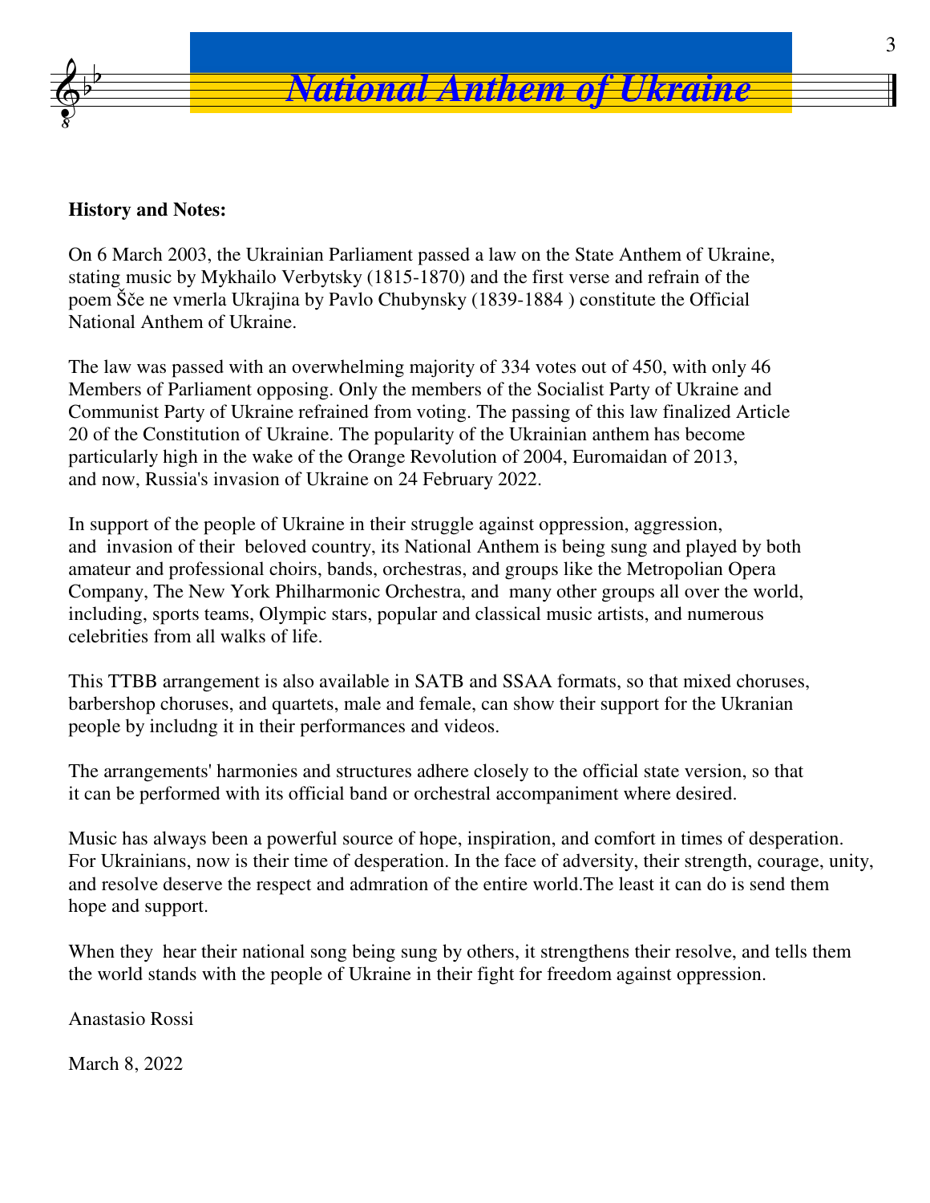# National Anthem of Ukraine

**History and Notes:**

On 6 March 2003, the Ukrainian Parliament passed a law on the State Anthem of Ukraine, stating music by Mykhailo Verbytsky (1815-1870) and the first verse and refrain of the poem Šče ne vmerla Ukrajina by Pavlo Chubynsky (1839-1884 ) constitute the Official National Anthem of Ukraine.

The law was passed with an overwhelming majority of 334 votes out of 450, with only 46 Members of Parliament opposing. Only the members of the Socialist Party of Ukraine and Communist Party of Ukraine refrained from voting. The passing of this law finalized Article 20 of the Constitution of Ukraine. The popularity of the Ukrainian anthem has become particularly high in the wake of the Orange Revolution of 2004, Euromaidan of 2013, and now, Russia's invasion of Ukraine on 24 February 2022.

In support of the people of Ukraine in their struggle against oppression, aggression, and invasion of their beloved country, its National Anthem is being sung and played by both amateur and professional choirs, bands, orchestras, and groups like the Metropolian Opera Company, The New York Philharmonic Orchestra, and many other groups all over the world, including, sports teams, Olympic stars, popular and classical music artists, and numerous celebrities from all walks of life.

This TTBB arrangement is also available in SATB and SSAA formats, so that mixed choruses, barbershop choruses, and quartets, male and female, can show their support for the Ukranian people by includng it in their performances and videos.

The arrangements' harmonies and structures adhere closely to the official state version, so that it can be performed with its official band or orchestral accompaniment where desired.

Music has always been a powerful source of hope, inspiration, and comfort in times of desperation. For Ukrainians, now is their time of desperation. In the face of adversity, their strength, courage, unity, and resolve deserve the respect and admration of the entire world.The least it can do is send them hope and support.

When they hear their national song being sung by others, it strengthens their resolve, and tells them the world stands with the people of Ukraine in their fight for freedom against oppression.

Anastasio Rossi

March 8, 2022